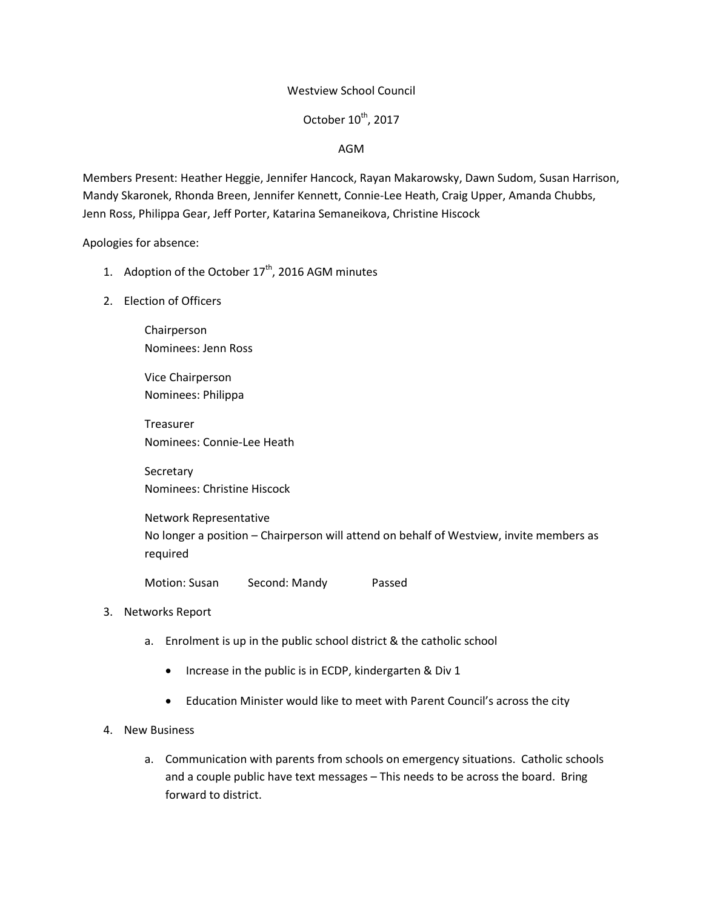Westview School Council

October 10th, 2017

AGM

Members Present: Heather Heggie, Jennifer Hancock, Rayan Makarowsky, Dawn Sudom, Susan Harrison, Mandy Skaronek, Rhonda Breen, Jennifer Kennett, Connie-Lee Heath, Craig Upper, Amanda Chubbs, Jenn Ross, Philippa Gear, Jeff Porter, Katarina Semaneikova, Christine Hiscock

Apologies for absence:

1. Adoption of the October 17th, 2016 AGM minutes
2. Election of Officers

   Chairperson
   Nominees: Jenn Ross

   Vice Chairperson
   Nominees: Philippa

   Treasurer
   Nominees: Connie-Lee Heath

   Secretary
   Nominees: Christine Hiscock

   Network Representative
   No longer a position – Chairperson will attend on behalf of Westview, invite members as required

   Motion: Susan Second: Mandy Passed

3. Networks Report
   a. Enrolment is up in the public school district & the catholic school
      - Increase in the public is in ECDP, kindergarten & Div 1
      - Education Minister would like to meet with Parent Council's across the city
4. New Business
   a. Communication with parents from schools on emergency situations. Catholic schools and a couple public have text messages – This needs to be across the board. Bring forward to district.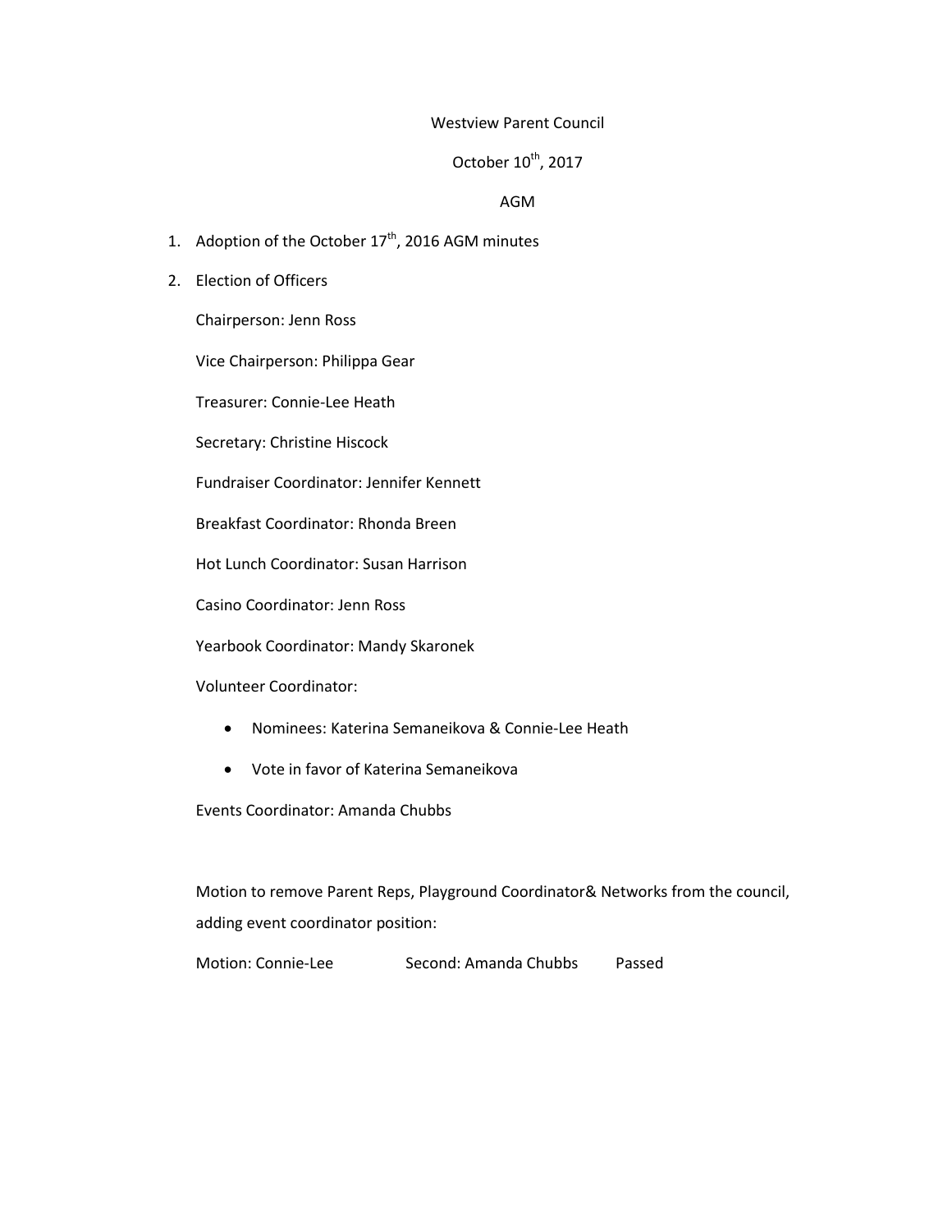Westview Parent Council

October 10th, 2017

AGM

1. Adoption of the October 17th, 2016 AGM minutes
2. Election of Officers

   Chairperson: Jenn Ross

   Vice Chairperson: Philippa Gear

   Treasurer: Connie-Lee Heath

   Secretary: Christine Hiscock

   Fundraiser Coordinator: Jennifer Kennett

   Breakfast Coordinator: Rhonda Breen

   Hot Lunch Coordinator: Susan Harrison

   Casino Coordinator: Jenn Ross

   Yearbook Coordinator: Mandy Skaronek

   Volunteer Coordinator:

   - Nominees: Katerina Semaneikova & Connie-Lee Heath
   - Vote in favor of Katerina Semaneikova

   Events Coordinator: Amanda Chubbs

   Motion to remove Parent Reps, Playground Coordinator& Networks from the council, adding event coordinator position:

   Motion: Connie-Lee Second: Amanda Chubbs Passed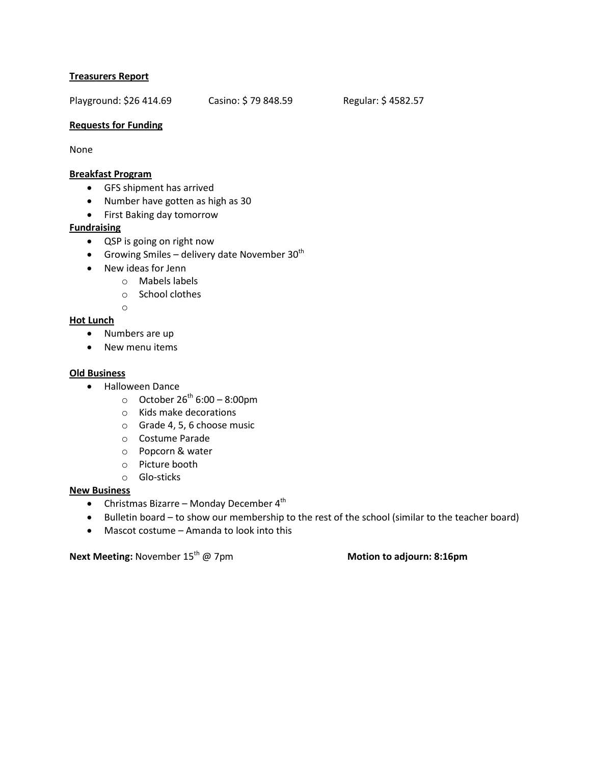**Treasurers Report**

Playground: $26 414.69 Casino: $ 79 848.59 Regular: $ 4582.57

**Requests for Funding**

None

**Breakfast Program**

- GFS shipment has arrived
- Number have gotten as high as 30
- First Baking day tomorrow

**Fundraising**

- QSP is going on right now
- Growing Smiles – delivery date November 30th
- New ideas for Jenn
    - Mabels labels
    - School clothes
    -

**Hot Lunch**

- Numbers are up
- New menu items

**Old Business**

- Halloween Dance
    - October 26th 6:00 – 8:00pm
    - Kids make decorations
    - Grade 4, 5, 6 choose music
    - Costume Parade
    - Popcorn & water
    - Picture booth
    - Glo-sticks

**New Business**

- Christmas Bizarre – Monday December 4th
- Bulletin board – to show our membership to the rest of the school (similar to the teacher board)
- Mascot costume – Amanda to look into this

**Next Meeting:** November 15th @ 7pm **Motion to adjourn: 8:16pm**